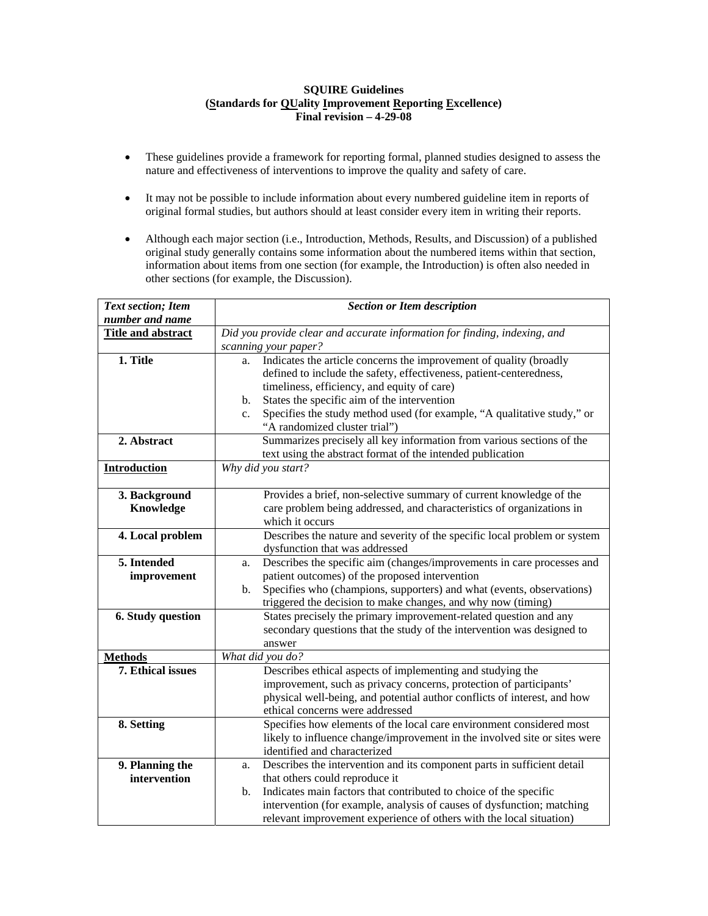# SQUIRE Guidelines
## (Standards for QUality Improvement Reporting Excellence)
### Final revision – 4-29-08

- These guidelines provide a framework for reporting formal, planned studies designed to assess the nature and effectiveness of interventions to improve the quality and safety of care.
- It may not be possible to include information about every numbered guideline item in reports of original formal studies, but authors should at least consider every item in writing their reports.
- Although each major section (i.e., Introduction, Methods, Results, and Discussion) of a published original study generally contains some information about the numbered items within that section, information about items from one section (for example, the Introduction) is often also needed in other sections (for example, the Discussion).

| *Text section; Item number and name* | *Section or Item description* |
|---|---|
| **Title and abstract** | *Did you provide clear and accurate information for finding, indexing, and scanning your paper?* |
| **1. Title** | a. Indicates the article concerns the improvement of quality (broadly defined to include the safety, effectiveness, patient-centeredness, timeliness, efficiency, and equity of care)<br>b. States the specific aim of the intervention<br>c. Specifies the study method used (for example, "A qualitative study," or "A randomized cluster trial") |
| **2. Abstract** | Summarizes precisely all key information from various sections of the text using the abstract format of the intended publication |
| **Introduction** | *Why did you start?* |
| **3. Background Knowledge** | Provides a brief, non-selective summary of current knowledge of the care problem being addressed, and characteristics of organizations in which it occurs |
| **4. Local problem** | Describes the nature and severity of the specific local problem or system dysfunction that was addressed |
| **5. Intended improvement** | a. Describes the specific aim (changes/improvements in care processes and patient outcomes) of the proposed intervention<br>b. Specifies who (champions, supporters) and what (events, observations) triggered the decision to make changes, and why now (timing) |
| **6. Study question** | States precisely the primary improvement-related question and any secondary questions that the study of the intervention was designed to answer |
| **Methods** | *What did you do?* |
| **7. Ethical issues** | Describes ethical aspects of implementing and studying the improvement, such as privacy concerns, protection of participants' physical well-being, and potential author conflicts of interest, and how ethical concerns were addressed |
| **8. Setting** | Specifies how elements of the local care environment considered most likely to influence change/improvement in the involved site or sites were identified and characterized |
| **9. Planning the intervention** | a. Describes the intervention and its component parts in sufficient detail that others could reproduce it<br>b. Indicates main factors that contributed to choice of the specific intervention (for example, analysis of causes of dysfunction; matching relevant improvement experience of others with the local situation) |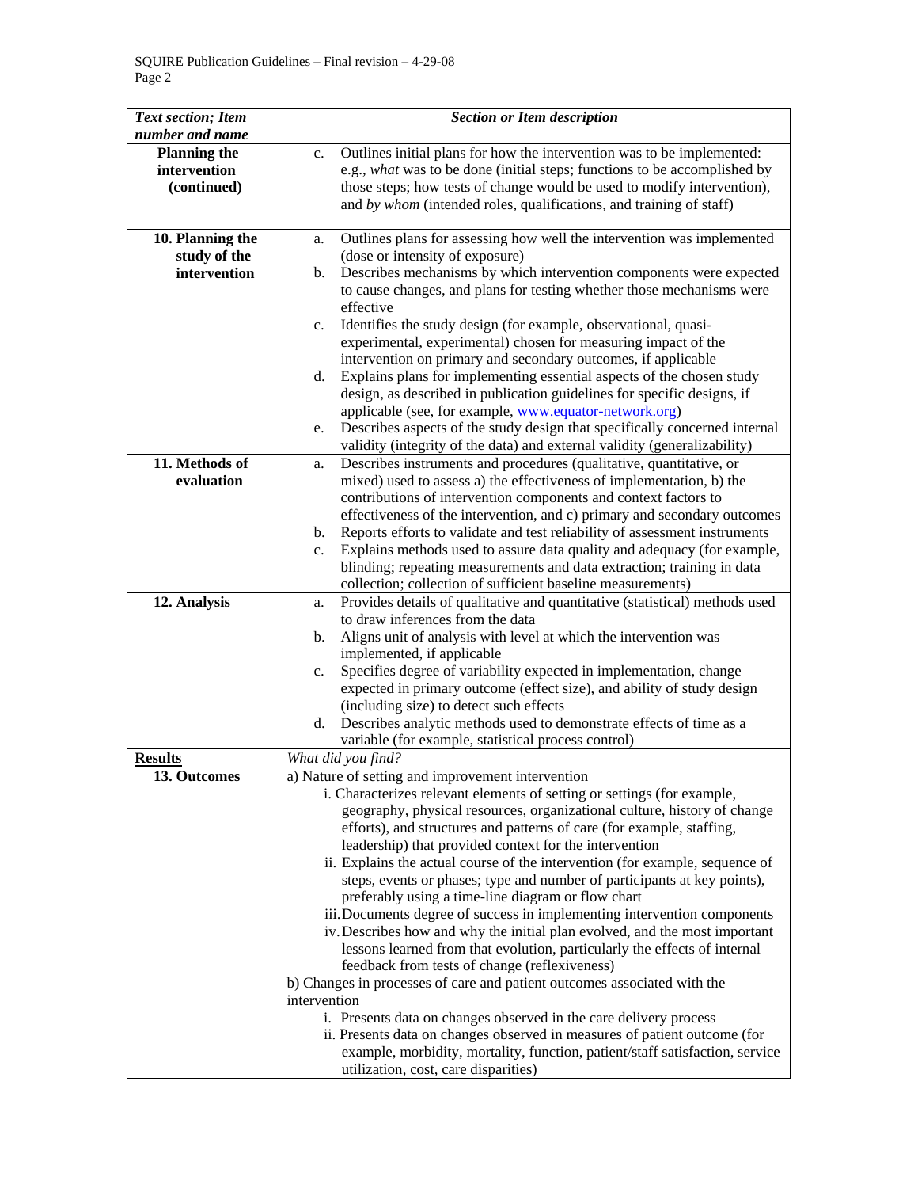| *Text section; Item number and name* | *Section or Item description* |
|---|---|
| **Planning the intervention (continued)** | c. Outlines initial plans for how the intervention was to be implemented: e.g., *what* was to be done (initial steps; functions to be accomplished by those steps; how tests of change would be used to modify intervention), and *by whom* (intended roles, qualifications, and training of staff) |
| **10. Planning the study of the intervention** | a. Outlines plans for assessing how well the intervention was implemented (dose or intensity of exposure)<br>b. Describes mechanisms by which intervention components were expected to cause changes, and plans for testing whether those mechanisms were effective<br>c. Identifies the study design (for example, observational, quasi-experimental, experimental) chosen for measuring impact of the intervention on primary and secondary outcomes, if applicable<br>d. Explains plans for implementing essential aspects of the chosen study design, as described in publication guidelines for specific designs, if applicable (see, for example, www.equator-network.org)<br>e. Describes aspects of the study design that specifically concerned internal validity (integrity of the data) and external validity (generalizability) |
| **11. Methods of evaluation** | a. Describes instruments and procedures (qualitative, quantitative, or mixed) used to assess a) the effectiveness of implementation, b) the contributions of intervention components and context factors to effectiveness of the intervention, and c) primary and secondary outcomes<br>b. Reports efforts to validate and test reliability of assessment instruments<br>c. Explains methods used to assure data quality and adequacy (for example, blinding; repeating measurements and data extraction; training in data collection; collection of sufficient baseline measurements) |
| **12. Analysis** | a. Provides details of qualitative and quantitative (statistical) methods used to draw inferences from the data<br>b. Aligns unit of analysis with level at which the intervention was implemented, if applicable<br>c. Specifies degree of variability expected in implementation, change expected in primary outcome (effect size), and ability of study design (including size) to detect such effects<br>d. Describes analytic methods used to demonstrate effects of time as a variable (for example, statistical process control) |
| **Results** | *What did you find?* |
| **13. Outcomes** | a) Nature of setting and improvement intervention<br>i. Characterizes relevant elements of setting or settings (for example, geography, physical resources, organizational culture, history of change efforts), and structures and patterns of care (for example, staffing, leadership) that provided context for the intervention<br>ii. Explains the actual course of the intervention (for example, sequence of steps, events or phases; type and number of participants at key points), preferably using a time-line diagram or flow chart<br>iii. Documents degree of success in implementing intervention components<br>iv. Describes how and why the initial plan evolved, and the most important lessons learned from that evolution, particularly the effects of internal feedback from tests of change (reflexiveness)<br>b) Changes in processes of care and patient outcomes associated with the intervention<br>i. Presents data on changes observed in the care delivery process<br>ii. Presents data on changes observed in measures of patient outcome (for example, morbidity, mortality, function, patient/staff satisfaction, service utilization, cost, care disparities) |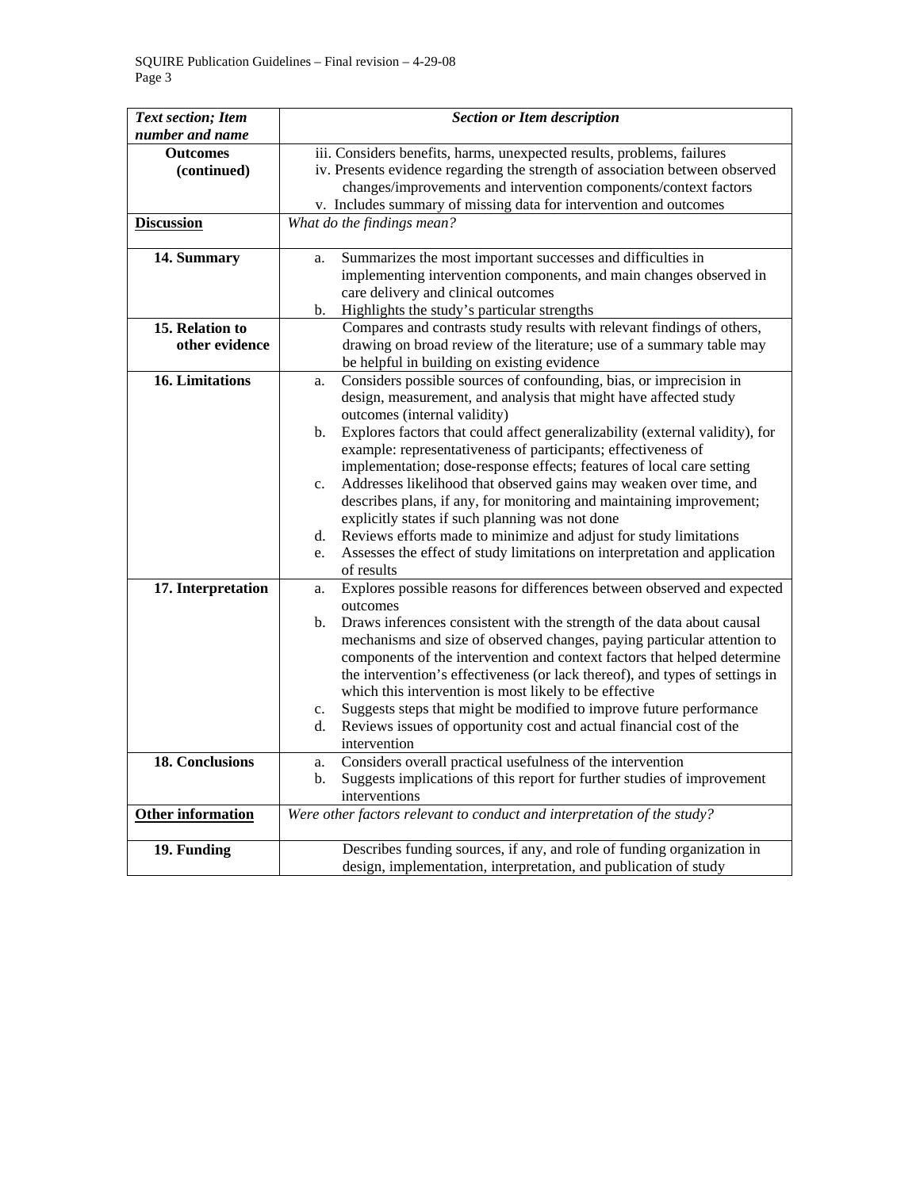| *Text section; Item number and name* | *Section or Item description* |
| --- | --- |
| **Outcomes (continued)** | iii. Considers benefits, harms, unexpected results, problems, failures<br>iv. Presents evidence regarding the strength of association between observed changes/improvements and intervention components/context factors<br>v. Includes summary of missing data for intervention and outcomes |
| **Discussion** | *What do the findings mean?* |
| **14. Summary** | a. Summarizes the most important successes and difficulties in implementing intervention components, and main changes observed in care delivery and clinical outcomes<br>b. Highlights the study's particular strengths |
| **15. Relation to other evidence** | Compares and contrasts study results with relevant findings of others, drawing on broad review of the literature; use of a summary table may be helpful in building on existing evidence |
| **16. Limitations** | a. Considers possible sources of confounding, bias, or imprecision in design, measurement, and analysis that might have affected study outcomes (internal validity)<br>b. Explores factors that could affect generalizability (external validity), for example: representativeness of participants; effectiveness of implementation; dose-response effects; features of local care setting<br>c. Addresses likelihood that observed gains may weaken over time, and describes plans, if any, for monitoring and maintaining improvement; explicitly states if such planning was not done<br>d. Reviews efforts made to minimize and adjust for study limitations<br>e. Assesses the effect of study limitations on interpretation and application of results |
| **17. Interpretation** | a. Explores possible reasons for differences between observed and expected outcomes<br>b. Draws inferences consistent with the strength of the data about causal mechanisms and size of observed changes, paying particular attention to components of the intervention and context factors that helped determine the intervention's effectiveness (or lack thereof), and types of settings in which this intervention is most likely to be effective<br>c. Suggests steps that might be modified to improve future performance<br>d. Reviews issues of opportunity cost and actual financial cost of the intervention |
| **18. Conclusions** | a. Considers overall practical usefulness of the intervention<br>b. Suggests implications of this report for further studies of improvement interventions |
| **Other information** | *Were other factors relevant to conduct and interpretation of the study?* |
| **19. Funding** | Describes funding sources, if any, and role of funding organization in design, implementation, interpretation, and publication of study |